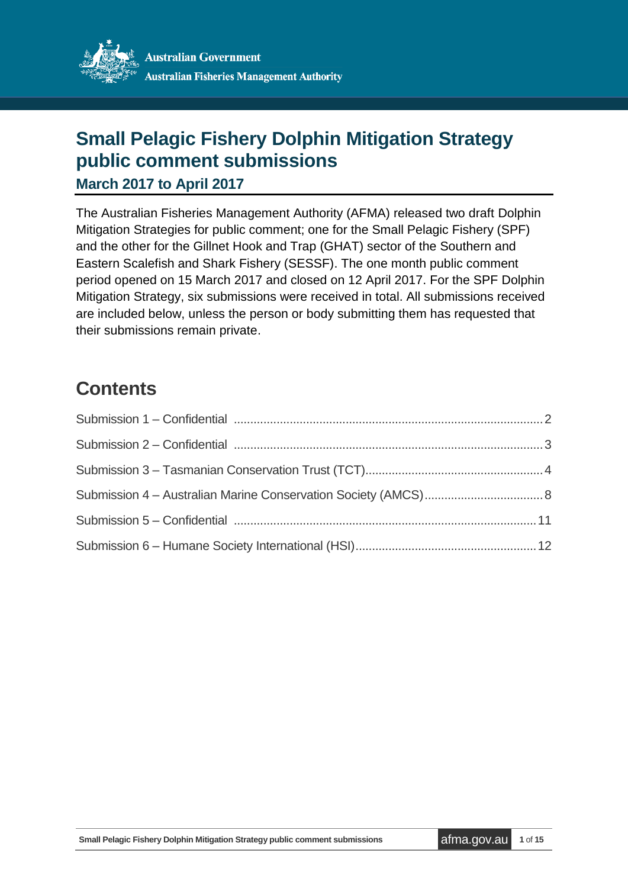Australian Government
Australian Fisheries Management Authority

# Small Pelagic Fishery Dolphin Mitigation Strategy public comment submissions

## March 2017 to April 2017

The Australian Fisheries Management Authority (AFMA) released two draft Dolphin Mitigation Strategies for public comment; one for the Small Pelagic Fishery (SPF) and the other for the Gillnet Hook and Trap (GHAT) sector of the Southern and Eastern Scalefish and Shark Fishery (SESSF). The one month public comment period opened on 15 March 2017 and closed on 12 April 2017. For the SPF Dolphin Mitigation Strategy, six submissions were received in total. All submissions received are included below, unless the person or body submitting them has requested that their submissions remain private.

## Contents

Submission 1 – Confidential .......... 2
Submission 2 – Confidential .......... 3
Submission 3 – Tasmanian Conservation Trust (TCT) .......... 4
Submission 4 – Australian Marine Conservation Society (AMCS) .......... 8
Submission 5 – Confidential .......... 11
Submission 6 – Humane Society International (HSI) .......... 12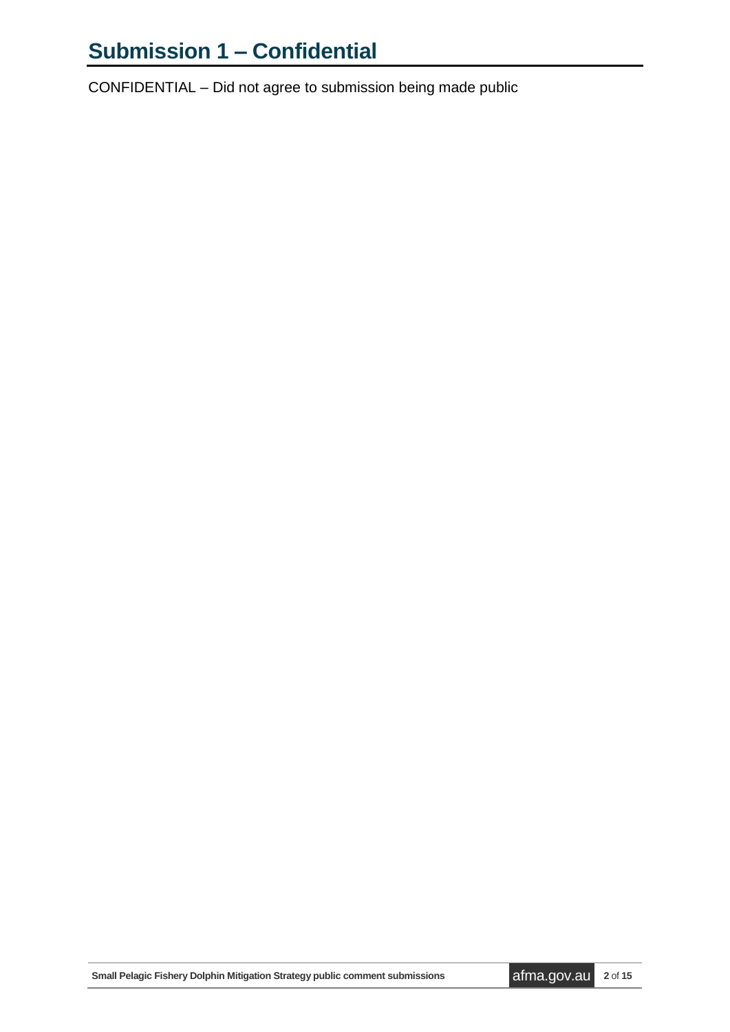# Submission 1 – Confidential

CONFIDENTIAL – Did not agree to submission being made public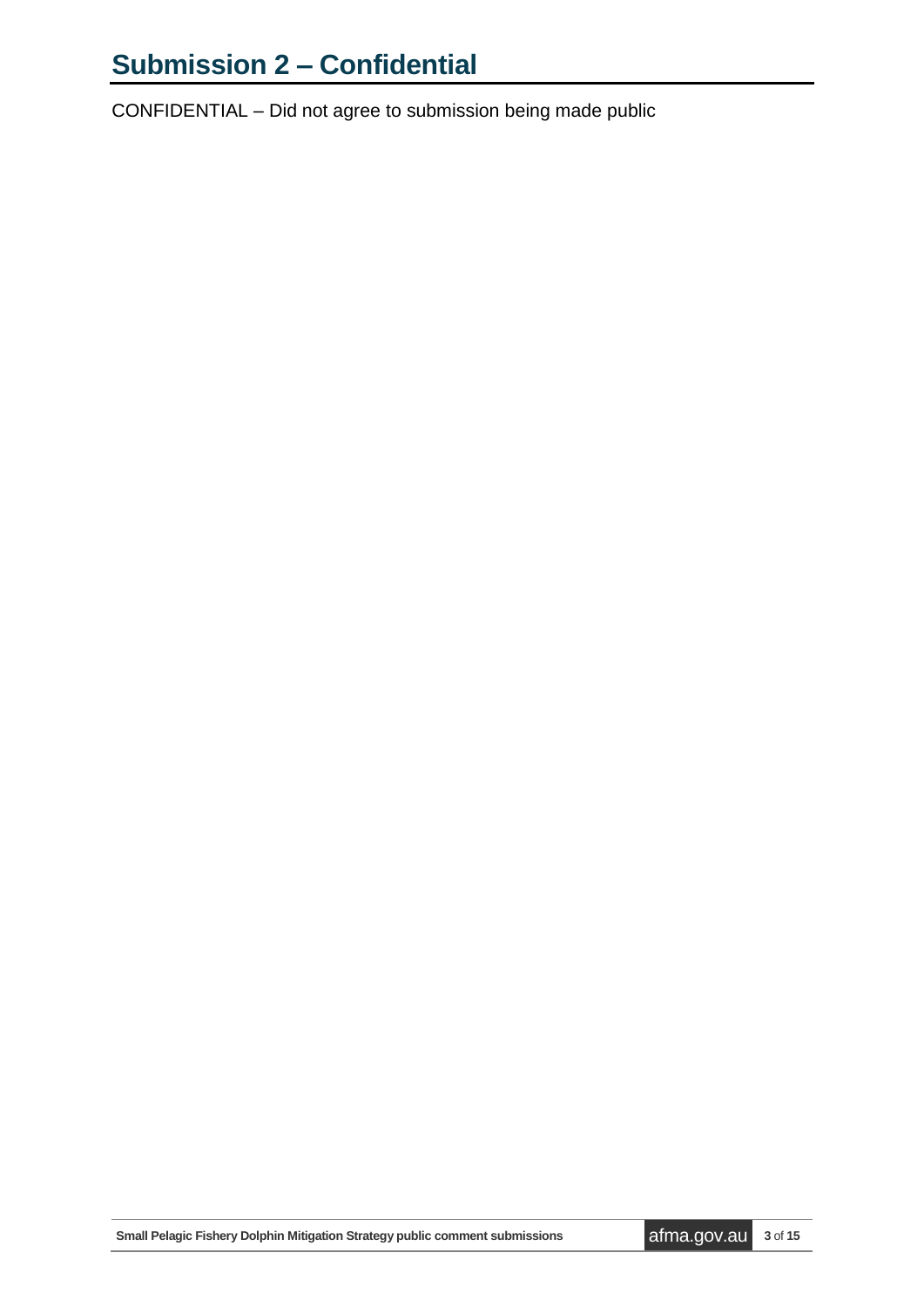# Submission 2 – Confidential

CONFIDENTIAL – Did not agree to submission being made public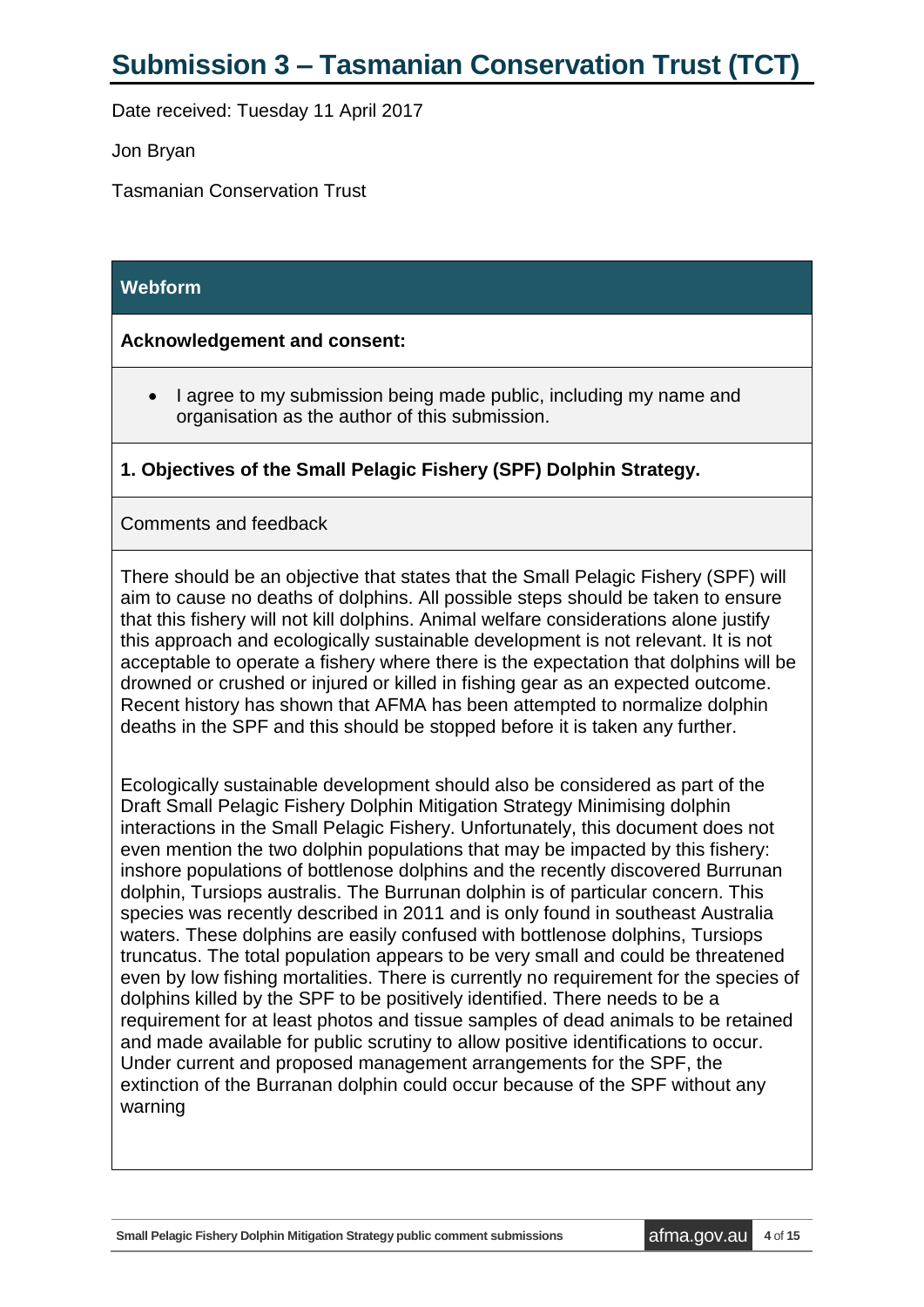# Submission 3 – Tasmanian Conservation Trust (TCT)

Date received: Tuesday 11 April 2017

Jon Bryan

Tasmanian Conservation Trust

| Webform |
| --- |
| **Acknowledgement and consent:** |
| • I agree to my submission being made public, including my name and organisation as the author of this submission. |
| **1. Objectives of the Small Pelagic Fishery (SPF) Dolphin Strategy.** |
| Comments and feedback |
| There should be an objective that states that the Small Pelagic Fishery (SPF) will aim to cause no deaths of dolphins. All possible steps should be taken to ensure that this fishery will not kill dolphins. Animal welfare considerations alone justify this approach and ecologically sustainable development is not relevant. It is not acceptable to operate a fishery where there is the expectation that dolphins will be drowned or crushed or injured or killed in fishing gear as an expected outcome. Recent history has shown that AFMA has been attempted to normalize dolphin deaths in the SPF and this should be stopped before it is taken any further.<br><br>Ecologically sustainable development should also be considered as part of the Draft Small Pelagic Fishery Dolphin Mitigation Strategy Minimising dolphin interactions in the Small Pelagic Fishery. Unfortunately, this document does not even mention the two dolphin populations that may be impacted by this fishery: inshore populations of bottlenose dolphins and the recently discovered Burrunan dolphin, Tursiops australis. The Burrunan dolphin is of particular concern. This species was recently described in 2011 and is only found in southeast Australia waters. These dolphins are easily confused with bottlenose dolphins, Tursiops truncatus. The total population appears to be very small and could be threatened even by low fishing mortalities. There is currently no requirement for the species of dolphins killed by the SPF to be positively identified. There needs to be a requirement for at least photos and tissue samples of dead animals to be retained and made available for public scrutiny to allow positive identifications to occur. Under current and proposed management arrangements for the SPF, the extinction of the Burranan dolphin could occur because of the SPF without any warning |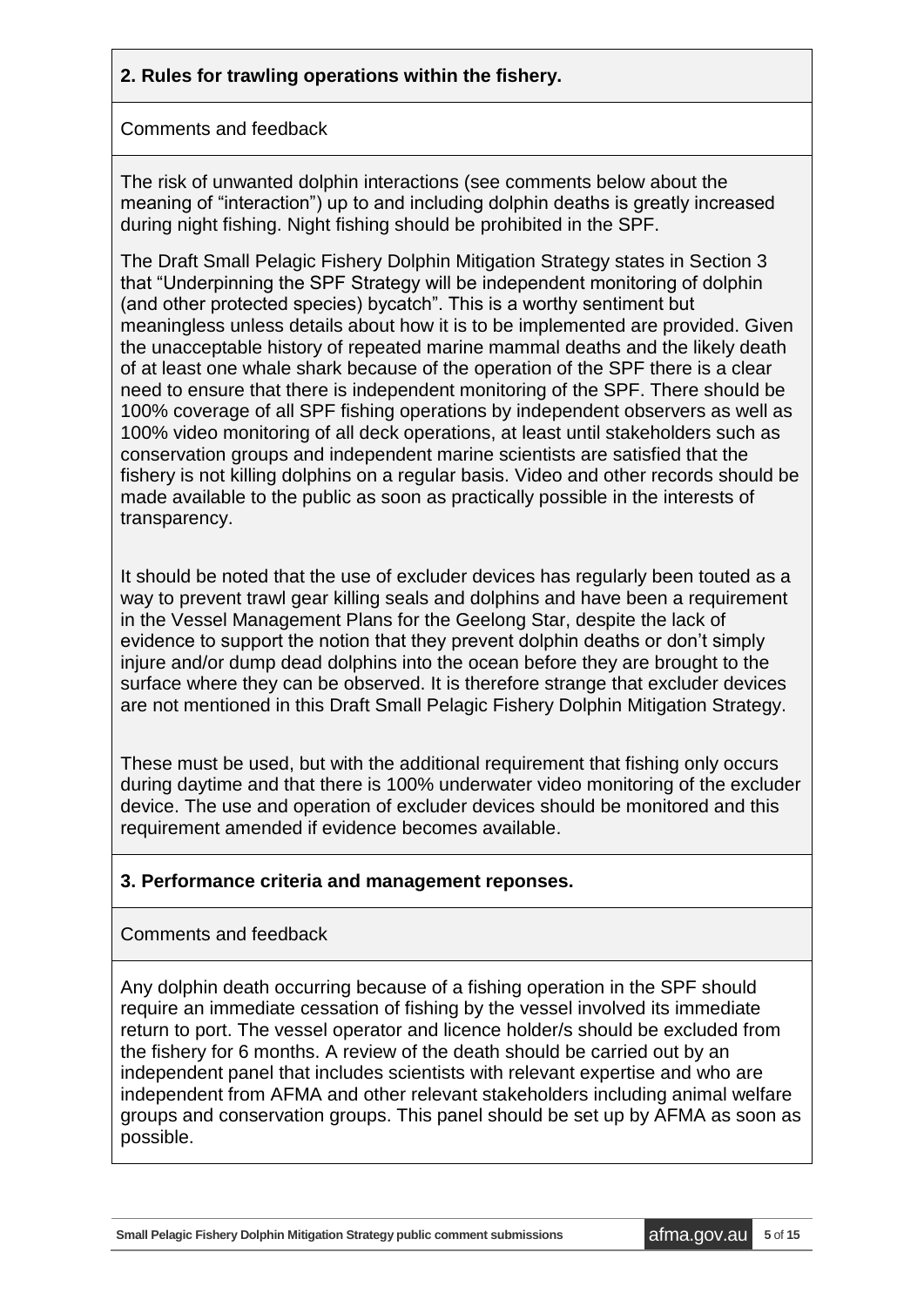**2. Rules for trawling operations within the fishery.**

Comments and feedback

The risk of unwanted dolphin interactions (see comments below about the meaning of "interaction") up to and including dolphin deaths is greatly increased during night fishing. Night fishing should be prohibited in the SPF.

The Draft Small Pelagic Fishery Dolphin Mitigation Strategy states in Section 3 that "Underpinning the SPF Strategy will be independent monitoring of dolphin (and other protected species) bycatch". This is a worthy sentiment but meaningless unless details about how it is to be implemented are provided. Given the unacceptable history of repeated marine mammal deaths and the likely death of at least one whale shark because of the operation of the SPF there is a clear need to ensure that there is independent monitoring of the SPF. There should be 100% coverage of all SPF fishing operations by independent observers as well as 100% video monitoring of all deck operations, at least until stakeholders such as conservation groups and independent marine scientists are satisfied that the fishery is not killing dolphins on a regular basis. Video and other records should be made available to the public as soon as practically possible in the interests of transparency.

It should be noted that the use of excluder devices has regularly been touted as a way to prevent trawl gear killing seals and dolphins and have been a requirement in the Vessel Management Plans for the Geelong Star, despite the lack of evidence to support the notion that they prevent dolphin deaths or don't simply injure and/or dump dead dolphins into the ocean before they are brought to the surface where they can be observed. It is therefore strange that excluder devices are not mentioned in this Draft Small Pelagic Fishery Dolphin Mitigation Strategy.

These must be used, but with the additional requirement that fishing only occurs during daytime and that there is 100% underwater video monitoring of the excluder device. The use and operation of excluder devices should be monitored and this requirement amended if evidence becomes available.

**3. Performance criteria and management reponses.**

Comments and feedback

Any dolphin death occurring because of a fishing operation in the SPF should require an immediate cessation of fishing by the vessel involved its immediate return to port. The vessel operator and licence holder/s should be excluded from the fishery for 6 months. A review of the death should be carried out by an independent panel that includes scientists with relevant expertise and who are independent from AFMA and other relevant stakeholders including animal welfare groups and conservation groups. This panel should be set up by AFMA as soon as possible.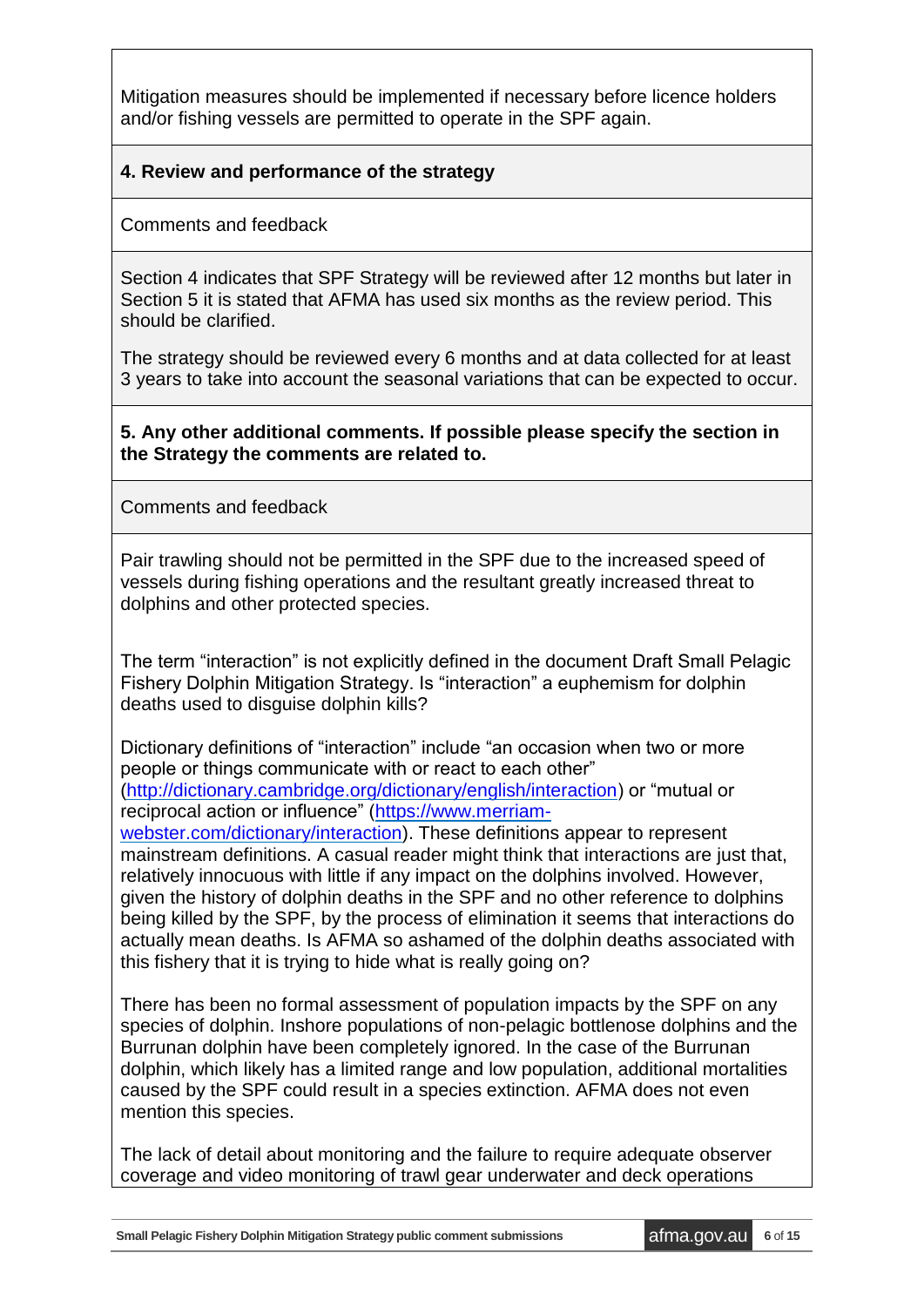Mitigation measures should be implemented if necessary before licence holders and/or fishing vessels are permitted to operate in the SPF again.

**4. Review and performance of the strategy**

Comments and feedback

Section 4 indicates that SPF Strategy will be reviewed after 12 months but later in Section 5 it is stated that AFMA has used six months as the review period. This should be clarified.

The strategy should be reviewed every 6 months and at data collected for at least 3 years to take into account the seasonal variations that can be expected to occur.

**5. Any other additional comments. If possible please specify the section in the Strategy the comments are related to.**

Comments and feedback

Pair trawling should not be permitted in the SPF due to the increased speed of vessels during fishing operations and the resultant greatly increased threat to dolphins and other protected species.

The term "interaction" is not explicitly defined in the document Draft Small Pelagic Fishery Dolphin Mitigation Strategy. Is "interaction" a euphemism for dolphin deaths used to disguise dolphin kills?

Dictionary definitions of "interaction" include "an occasion when two or more people or things communicate with or react to each other" (http://dictionary.cambridge.org/dictionary/english/interaction) or "mutual or reciprocal action or influence" (https://www.merriam-webster.com/dictionary/interaction). These definitions appear to represent mainstream definitions. A casual reader might think that interactions are just that, relatively innocuous with little if any impact on the dolphins involved. However, given the history of dolphin deaths in the SPF and no other reference to dolphins being killed by the SPF, by the process of elimination it seems that interactions do actually mean deaths. Is AFMA so ashamed of the dolphin deaths associated with this fishery that it is trying to hide what is really going on?

There has been no formal assessment of population impacts by the SPF on any species of dolphin. Inshore populations of non-pelagic bottlenose dolphins and the Burrunan dolphin have been completely ignored. In the case of the Burrunan dolphin, which likely has a limited range and low population, additional mortalities caused by the SPF could result in a species extinction. AFMA does not even mention this species.

The lack of detail about monitoring and the failure to require adequate observer coverage and video monitoring of trawl gear underwater and deck operations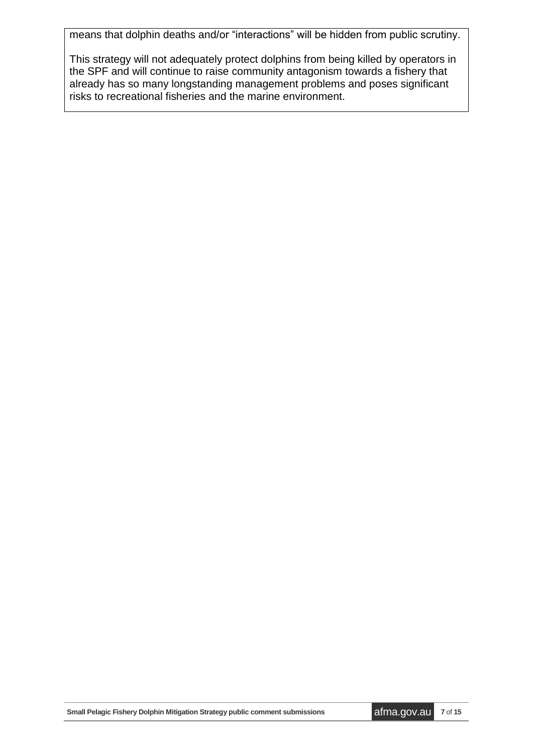means that dolphin deaths and/or “interactions” will be hidden from public scrutiny.

This strategy will not adequately protect dolphins from being killed by operators in the SPF and will continue to raise community antagonism towards a fishery that already has so many longstanding management problems and poses significant risks to recreational fisheries and the marine environment.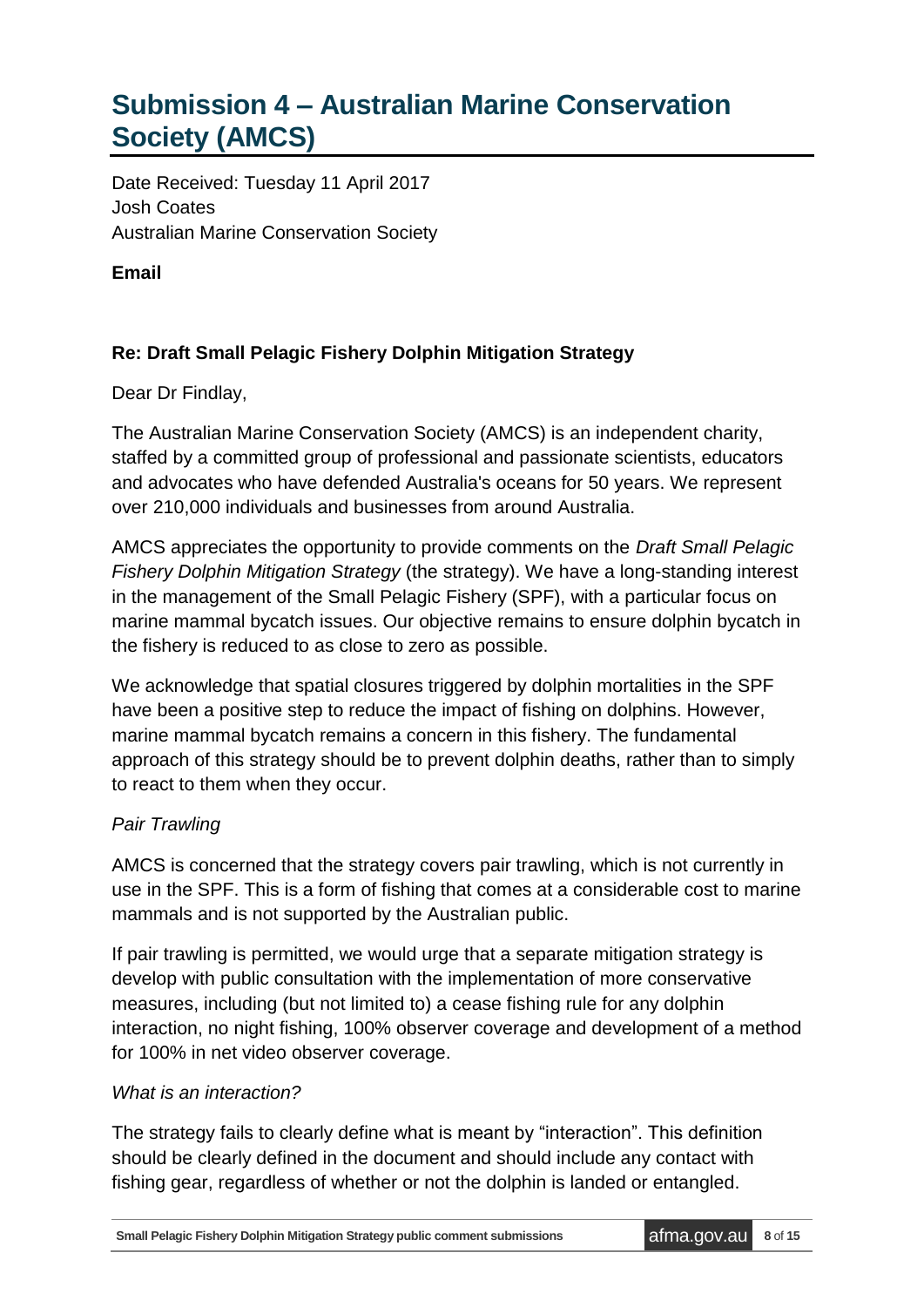# Submission 4 – Australian Marine Conservation Society (AMCS)

Date Received: Tuesday 11 April 2017
Josh Coates
Australian Marine Conservation Society

**Email**

**Re: Draft Small Pelagic Fishery Dolphin Mitigation Strategy**

Dear Dr Findlay,

The Australian Marine Conservation Society (AMCS) is an independent charity, staffed by a committed group of professional and passionate scientists, educators and advocates who have defended Australia's oceans for 50 years. We represent over 210,000 individuals and businesses from around Australia.

AMCS appreciates the opportunity to provide comments on the *Draft Small Pelagic Fishery Dolphin Mitigation Strategy* (the strategy). We have a long-standing interest in the management of the Small Pelagic Fishery (SPF), with a particular focus on marine mammal bycatch issues. Our objective remains to ensure dolphin bycatch in the fishery is reduced to as close to zero as possible.

We acknowledge that spatial closures triggered by dolphin mortalities in the SPF have been a positive step to reduce the impact of fishing on dolphins. However, marine mammal bycatch remains a concern in this fishery. The fundamental approach of this strategy should be to prevent dolphin deaths, rather than to simply to react to them when they occur.

*Pair Trawling*

AMCS is concerned that the strategy covers pair trawling, which is not currently in use in the SPF. This is a form of fishing that comes at a considerable cost to marine mammals and is not supported by the Australian public.

If pair trawling is permitted, we would urge that a separate mitigation strategy is develop with public consultation with the implementation of more conservative measures, including (but not limited to) a cease fishing rule for any dolphin interaction, no night fishing, 100% observer coverage and development of a method for 100% in net video observer coverage.

*What is an interaction?*

The strategy fails to clearly define what is meant by "interaction". This definition should be clearly defined in the document and should include any contact with fishing gear, regardless of whether or not the dolphin is landed or entangled.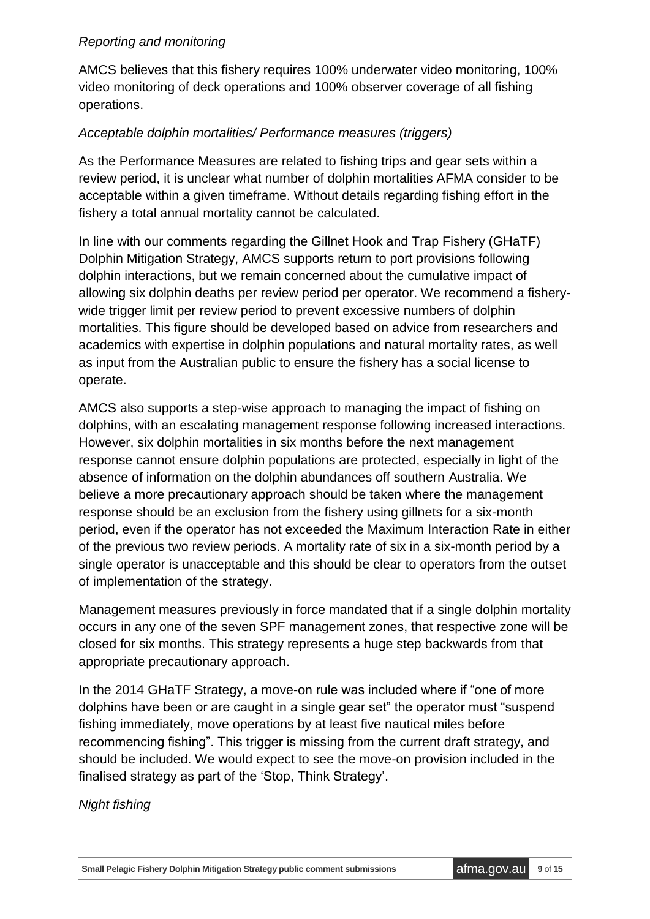*Reporting and monitoring*

AMCS believes that this fishery requires 100% underwater video monitoring, 100% video monitoring of deck operations and 100% observer coverage of all fishing operations.

*Acceptable dolphin mortalities/ Performance measures (triggers)*

As the Performance Measures are related to fishing trips and gear sets within a review period, it is unclear what number of dolphin mortalities AFMA consider to be acceptable within a given timeframe. Without details regarding fishing effort in the fishery a total annual mortality cannot be calculated.

In line with our comments regarding the Gillnet Hook and Trap Fishery (GHaTF) Dolphin Mitigation Strategy, AMCS supports return to port provisions following dolphin interactions, but we remain concerned about the cumulative impact of allowing six dolphin deaths per review period per operator. We recommend a fishery-wide trigger limit per review period to prevent excessive numbers of dolphin mortalities. This figure should be developed based on advice from researchers and academics with expertise in dolphin populations and natural mortality rates, as well as input from the Australian public to ensure the fishery has a social license to operate.

AMCS also supports a step-wise approach to managing the impact of fishing on dolphins, with an escalating management response following increased interactions. However, six dolphin mortalities in six months before the next management response cannot ensure dolphin populations are protected, especially in light of the absence of information on the dolphin abundances off southern Australia. We believe a more precautionary approach should be taken where the management response should be an exclusion from the fishery using gillnets for a six-month period, even if the operator has not exceeded the Maximum Interaction Rate in either of the previous two review periods. A mortality rate of six in a six-month period by a single operator is unacceptable and this should be clear to operators from the outset of implementation of the strategy.

Management measures previously in force mandated that if a single dolphin mortality occurs in any one of the seven SPF management zones, that respective zone will be closed for six months. This strategy represents a huge step backwards from that appropriate precautionary approach.

In the 2014 GHaTF Strategy, a move-on rule was included where if "one of more dolphins have been or are caught in a single gear set" the operator must "suspend fishing immediately, move operations by at least five nautical miles before recommencing fishing". This trigger is missing from the current draft strategy, and should be included. We would expect to see the move-on provision included in the finalised strategy as part of the 'Stop, Think Strategy'.

*Night fishing*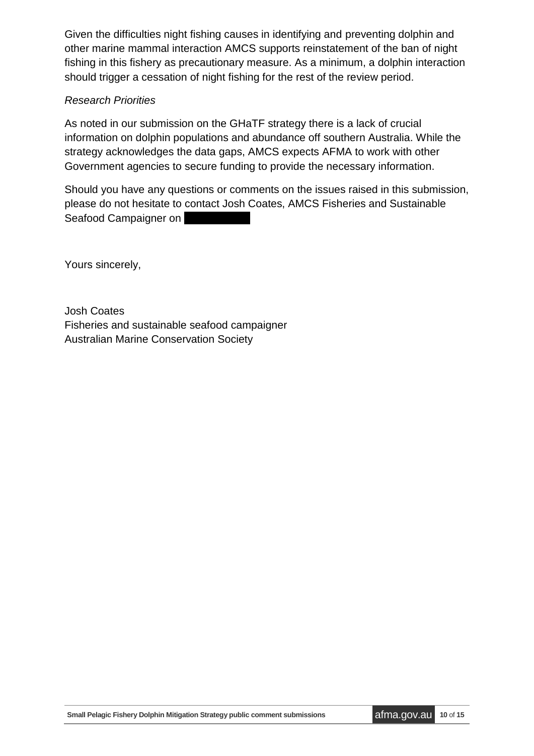Given the difficulties night fishing causes in identifying and preventing dolphin and other marine mammal interaction AMCS supports reinstatement of the ban of night fishing in this fishery as precautionary measure. As a minimum, a dolphin interaction should trigger a cessation of night fishing for the rest of the review period.

*Research Priorities*

As noted in our submission on the GHaTF strategy there is a lack of crucial information on dolphin populations and abundance off southern Australia. While the strategy acknowledges the data gaps, AMCS expects AFMA to work with other Government agencies to secure funding to provide the necessary information.

Should you have any questions or comments on the issues raised in this submission, please do not hesitate to contact Josh Coates, AMCS Fisheries and Sustainable Seafood Campaigner on

Yours sincerely,

Josh Coates
Fisheries and sustainable seafood campaigner
Australian Marine Conservation Society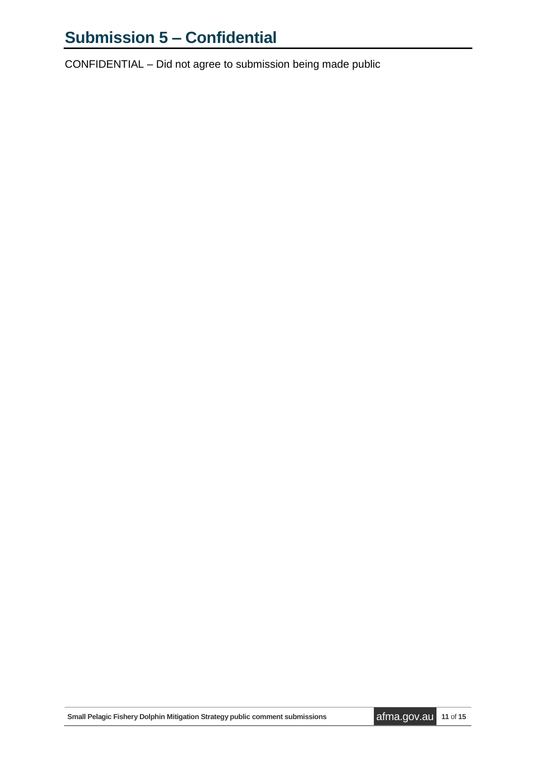# Submission 5 – Confidential

CONFIDENTIAL – Did not agree to submission being made public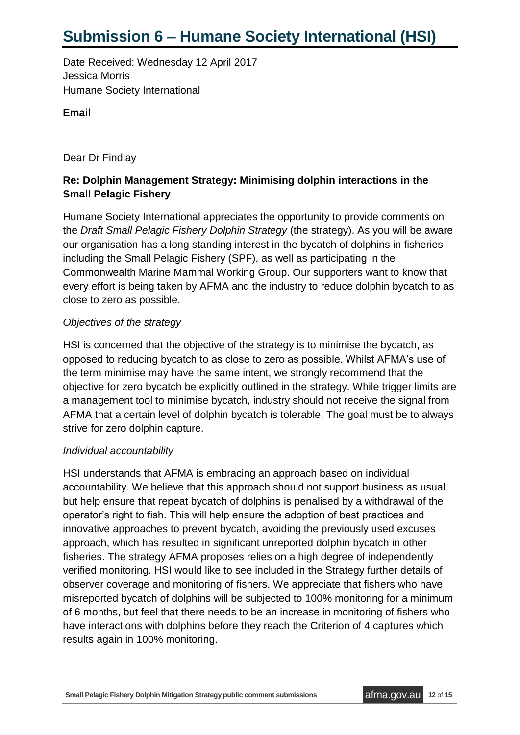# Submission 6 – Humane Society International (HSI)

Date Received: Wednesday 12 April 2017
Jessica Morris
Humane Society International

**Email**

Dear Dr Findlay

**Re: Dolphin Management Strategy: Minimising dolphin interactions in the Small Pelagic Fishery**

Humane Society International appreciates the opportunity to provide comments on the *Draft Small Pelagic Fishery Dolphin Strategy* (the strategy). As you will be aware our organisation has a long standing interest in the bycatch of dolphins in fisheries including the Small Pelagic Fishery (SPF), as well as participating in the Commonwealth Marine Mammal Working Group. Our supporters want to know that every effort is being taken by AFMA and the industry to reduce dolphin bycatch to as close to zero as possible.

*Objectives of the strategy*

HSI is concerned that the objective of the strategy is to minimise the bycatch, as opposed to reducing bycatch to as close to zero as possible. Whilst AFMA's use of the term minimise may have the same intent, we strongly recommend that the objective for zero bycatch be explicitly outlined in the strategy. While trigger limits are a management tool to minimise bycatch, industry should not receive the signal from AFMA that a certain level of dolphin bycatch is tolerable. The goal must be to always strive for zero dolphin capture.

*Individual accountability*

HSI understands that AFMA is embracing an approach based on individual accountability. We believe that this approach should not support business as usual but help ensure that repeat bycatch of dolphins is penalised by a withdrawal of the operator's right to fish. This will help ensure the adoption of best practices and innovative approaches to prevent bycatch, avoiding the previously used excuses approach, which has resulted in significant unreported dolphin bycatch in other fisheries. The strategy AFMA proposes relies on a high degree of independently verified monitoring. HSI would like to see included in the Strategy further details of observer coverage and monitoring of fishers. We appreciate that fishers who have misreported bycatch of dolphins will be subjected to 100% monitoring for a minimum of 6 months, but feel that there needs to be an increase in monitoring of fishers who have interactions with dolphins before they reach the Criterion of 4 captures which results again in 100% monitoring.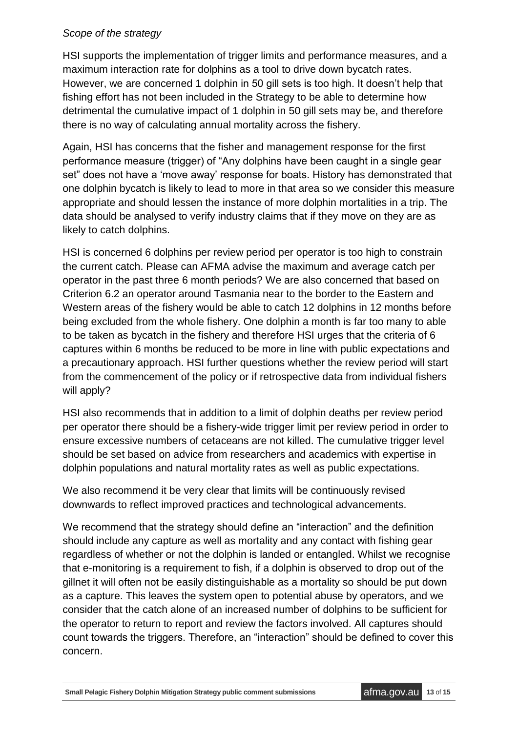*Scope of the strategy*

HSI supports the implementation of trigger limits and performance measures, and a maximum interaction rate for dolphins as a tool to drive down bycatch rates. However, we are concerned 1 dolphin in 50 gill sets is too high. It doesn't help that fishing effort has not been included in the Strategy to be able to determine how detrimental the cumulative impact of 1 dolphin in 50 gill sets may be, and therefore there is no way of calculating annual mortality across the fishery.

Again, HSI has concerns that the fisher and management response for the first performance measure (trigger) of "Any dolphins have been caught in a single gear set" does not have a 'move away' response for boats. History has demonstrated that one dolphin bycatch is likely to lead to more in that area so we consider this measure appropriate and should lessen the instance of more dolphin mortalities in a trip. The data should be analysed to verify industry claims that if they move on they are as likely to catch dolphins.

HSI is concerned 6 dolphins per review period per operator is too high to constrain the current catch. Please can AFMA advise the maximum and average catch per operator in the past three 6 month periods? We are also concerned that based on Criterion 6.2 an operator around Tasmania near to the border to the Eastern and Western areas of the fishery would be able to catch 12 dolphins in 12 months before being excluded from the whole fishery. One dolphin a month is far too many to able to be taken as bycatch in the fishery and therefore HSI urges that the criteria of 6 captures within 6 months be reduced to be more in line with public expectations and a precautionary approach. HSI further questions whether the review period will start from the commencement of the policy or if retrospective data from individual fishers will apply?

HSI also recommends that in addition to a limit of dolphin deaths per review period per operator there should be a fishery-wide trigger limit per review period in order to ensure excessive numbers of cetaceans are not killed. The cumulative trigger level should be set based on advice from researchers and academics with expertise in dolphin populations and natural mortality rates as well as public expectations.

We also recommend it be very clear that limits will be continuously revised downwards to reflect improved practices and technological advancements.

We recommend that the strategy should define an "interaction" and the definition should include any capture as well as mortality and any contact with fishing gear regardless of whether or not the dolphin is landed or entangled. Whilst we recognise that e-monitoring is a requirement to fish, if a dolphin is observed to drop out of the gillnet it will often not be easily distinguishable as a mortality so should be put down as a capture. This leaves the system open to potential abuse by operators, and we consider that the catch alone of an increased number of dolphins to be sufficient for the operator to return to report and review the factors involved. All captures should count towards the triggers. Therefore, an "interaction" should be defined to cover this concern.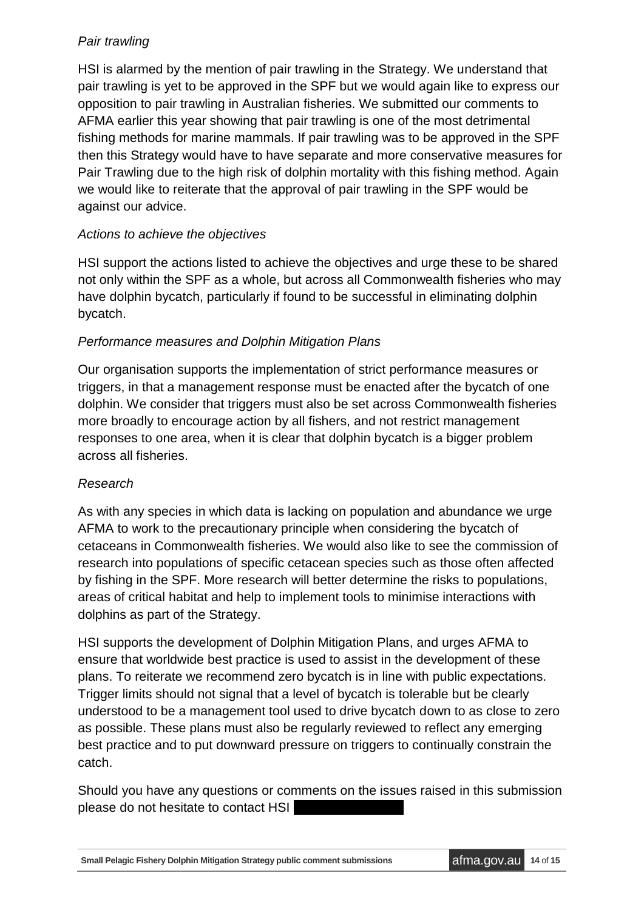*Pair trawling*

HSI is alarmed by the mention of pair trawling in the Strategy. We understand that pair trawling is yet to be approved in the SPF but we would again like to express our opposition to pair trawling in Australian fisheries. We submitted our comments to AFMA earlier this year showing that pair trawling is one of the most detrimental fishing methods for marine mammals. If pair trawling was to be approved in the SPF then this Strategy would have to have separate and more conservative measures for Pair Trawling due to the high risk of dolphin mortality with this fishing method. Again we would like to reiterate that the approval of pair trawling in the SPF would be against our advice.

*Actions to achieve the objectives*

HSI support the actions listed to achieve the objectives and urge these to be shared not only within the SPF as a whole, but across all Commonwealth fisheries who may have dolphin bycatch, particularly if found to be successful in eliminating dolphin bycatch.

*Performance measures and Dolphin Mitigation Plans*

Our organisation supports the implementation of strict performance measures or triggers, in that a management response must be enacted after the bycatch of one dolphin. We consider that triggers must also be set across Commonwealth fisheries more broadly to encourage action by all fishers, and not restrict management responses to one area, when it is clear that dolphin bycatch is a bigger problem across all fisheries.

*Research*

As with any species in which data is lacking on population and abundance we urge AFMA to work to the precautionary principle when considering the bycatch of cetaceans in Commonwealth fisheries. We would also like to see the commission of research into populations of specific cetacean species such as those often affected by fishing in the SPF. More research will better determine the risks to populations, areas of critical habitat and help to implement tools to minimise interactions with dolphins as part of the Strategy.

HSI supports the development of Dolphin Mitigation Plans, and urges AFMA to ensure that worldwide best practice is used to assist in the development of these plans. To reiterate we recommend zero bycatch is in line with public expectations. Trigger limits should not signal that a level of bycatch is tolerable but be clearly understood to be a management tool used to drive bycatch down to as close to zero as possible. These plans must also be regularly reviewed to reflect any emerging best practice and to put downward pressure on triggers to continually constrain the catch.

Should you have any questions or comments on the issues raised in this submission please do not hesitate to contact HSI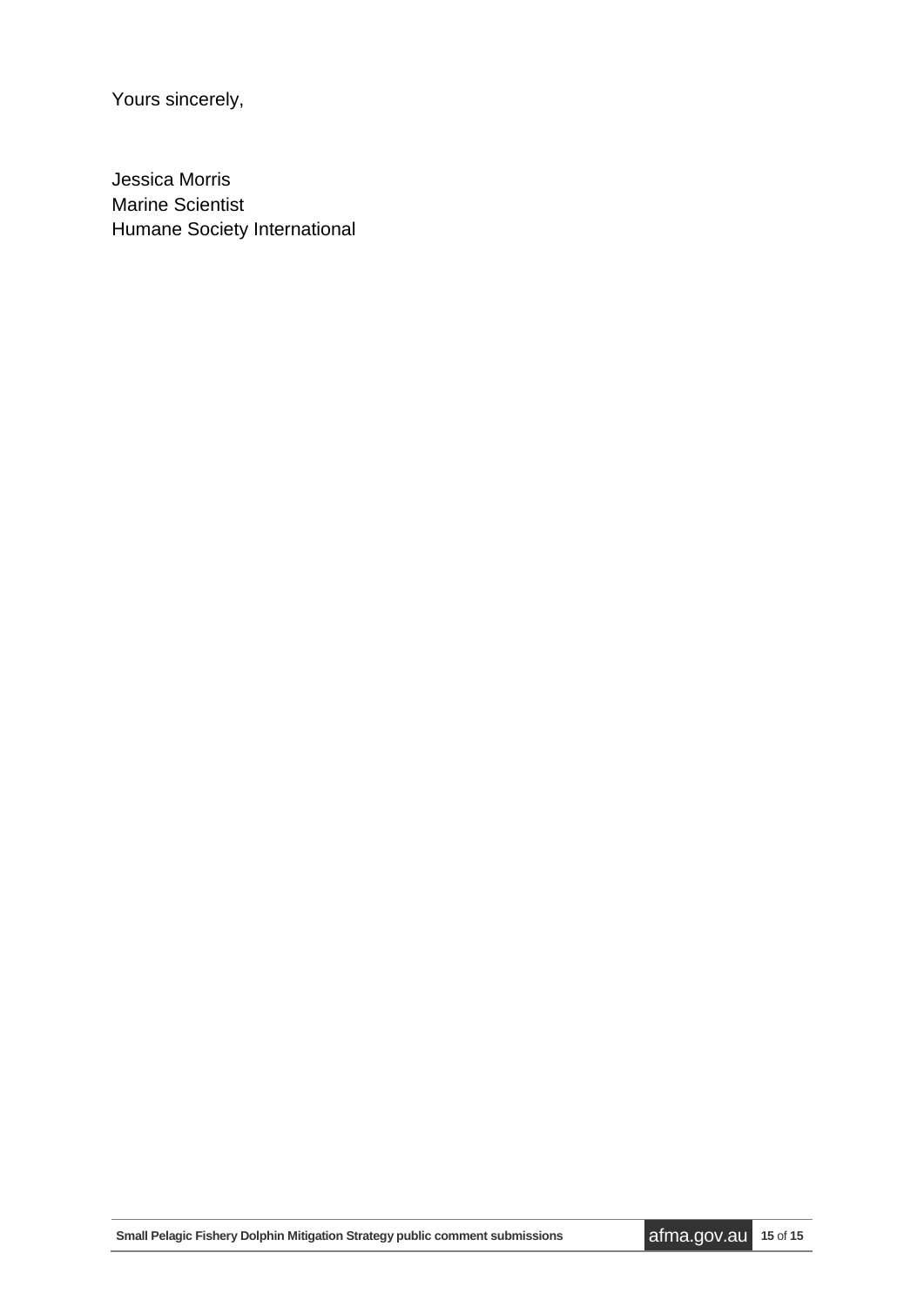Yours sincerely,

Jessica Morris
Marine Scientist
Humane Society International